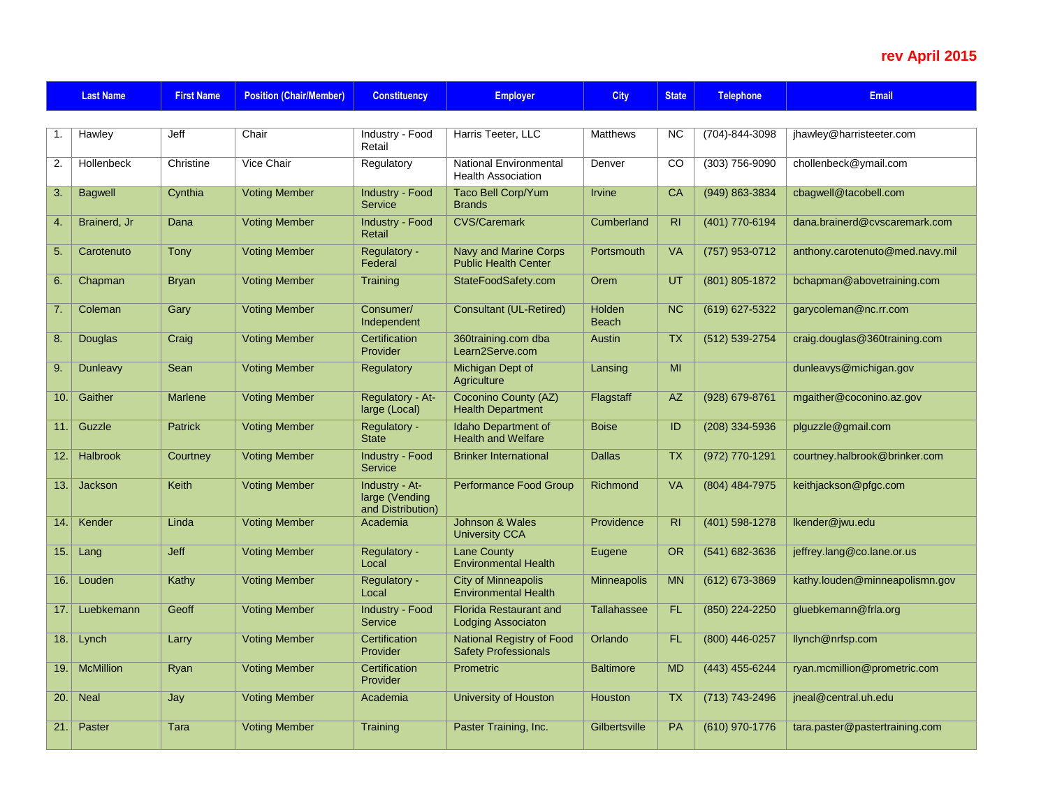**rev April 2015**

| | Last Name | First Name | Position (Chair/Member) | Constituency | Employer | City | State | Telephone | Email |
|---|---|---|---|---|---|---|---|---|---|
| 1. | Hawley | Jeff | Chair | Industry - Food Retail | Harris Teeter, LLC | Matthews | NC | (704)-844-3098 | jhawley@harristeeter.com |
| 2. | Hollenbeck | Christine | Vice Chair | Regulatory | National Environmental Health Association | Denver | CO | (303) 756-9090 | chollenbeck@ymail.com |
| 3. | Bagwell | Cynthia | Voting Member | Industry - Food Service | Taco Bell Corp/Yum Brands | Irvine | CA | (949) 863-3834 | cbagwell@tacobell.com |
| 4. | Brainerd, Jr | Dana | Voting Member | Industry - Food Retail | CVS/Caremark | Cumberland | RI | (401) 770-6194 | dana.brainerd@cvscaremark.com |
| 5. | Carotenuto | Tony | Voting Member | Regulatory - Federal | Navy and Marine Corps Public Health Center | Portsmouth | VA | (757) 953-0712 | anthony.carotenuto@med.navy.mil |
| 6. | Chapman | Bryan | Voting Member | Training | StateFoodSafety.com | Orem | UT | (801) 805-1872 | bchapman@abovetraining.com |
| 7. | Coleman | Gary | Voting Member | Consumer/ Independent | Consultant (UL-Retired) | Holden Beach | NC | (619) 627-5322 | garycoleman@nc.rr.com |
| 8. | Douglas | Craig | Voting Member | Certification Provider | 360training.com dba Learn2Serve.com | Austin | TX | (512) 539-2754 | craig.douglas@360training.com |
| 9. | Dunleavy | Sean | Voting Member | Regulatory | Michigan Dept of Agriculture | Lansing | MI | | dunleavys@michigan.gov |
| 10. | Gaither | Marlene | Voting Member | Regulatory - At-large (Local) | Coconino County (AZ) Health Department | Flagstaff | AZ | (928) 679-8761 | mgaither@coconino.az.gov |
| 11. | Guzzle | Patrick | Voting Member | Regulatory - State | Idaho Department of Health and Welfare | Boise | ID | (208) 334-5936 | plguzzle@gmail.com |
| 12. | Halbrook | Courtney | Voting Member | Industry - Food Service | Brinker International | Dallas | TX | (972) 770-1291 | courtney.halbrook@brinker.com |
| 13. | Jackson | Keith | Voting Member | Industry - At-large (Vending and Distribution) | Performance Food Group | Richmond | VA | (804) 484-7975 | keithjackson@pfgc.com |
| 14. | Kender | Linda | Voting Member | Academia | Johnson & Wales University CCA | Providence | RI | (401) 598-1278 | lkender@jwu.edu |
| 15. | Lang | Jeff | Voting Member | Regulatory - Local | Lane County Environmental Health | Eugene | OR | (541) 682-3636 | jeffrey.lang@co.lane.or.us |
| 16. | Louden | Kathy | Voting Member | Regulatory - Local | City of Minneapolis Environmental Health | Minneapolis | MN | (612) 673-3869 | kathy.louden@minneapolismn.gov |
| 17. | Luebkemann | Geoff | Voting Member | Industry - Food Service | Florida Restaurant and Lodging Associaton | Tallahassee | FL | (850) 224-2250 | gluebkemann@frla.org |
| 18. | Lynch | Larry | Voting Member | Certification Provider | National Registry of Food Safety Professionals | Orlando | FL | (800) 446-0257 | llynch@nrfsp.com |
| 19. | McMillion | Ryan | Voting Member | Certification Provider | Prometric | Baltimore | MD | (443) 455-6244 | ryan.mcmillion@prometric.com |
| 20. | Neal | Jay | Voting Member | Academia | University of Houston | Houston | TX | (713) 743-2496 | jneal@central.uh.edu |
| 21. | Paster | Tara | Voting Member | Training | Paster Training, Inc. | Gilbertsville | PA | (610) 970-1776 | tara.paster@pastertraining.com |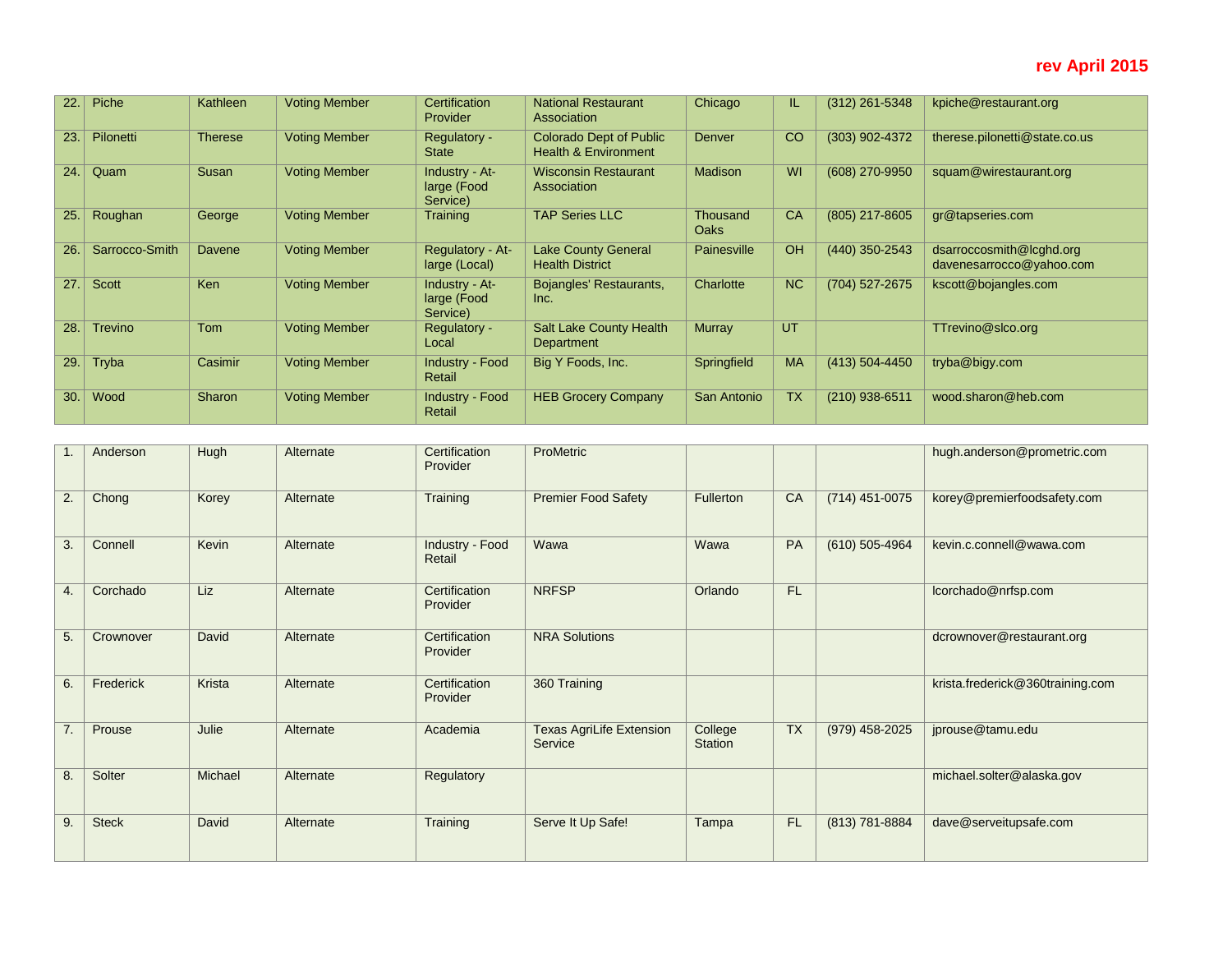**rev April 2015**

| | | | | | | | | | |
|---|---|---|---|---|---|---|---|---|---|
| 22. | Piche | Kathleen | Voting Member | Certification Provider | National Restaurant Association | Chicago | IL | (312) 261-5348 | kpiche@restaurant.org |
| 23. | Pilonetti | Therese | Voting Member | Regulatory - State | Colorado Dept of Public Health & Environment | Denver | CO | (303) 902-4372 | therese.pilonetti@state.co.us |
| 24. | Quam | Susan | Voting Member | Industry - At-large (Food Service) | Wisconsin Restaurant Association | Madison | WI | (608) 270-9950 | squam@wirestaurant.org |
| 25. | Roughan | George | Voting Member | Training | TAP Series LLC | Thousand Oaks | CA | (805) 217-8605 | gr@tapseries.com |
| 26. | Sarrocco-Smith | Davene | Voting Member | Regulatory - At-large (Local) | Lake County General Health District | Painesville | OH | (440) 350-2543 | dsarroccosmith@lcghd.org davenesarrocco@yahoo.com |
| 27. | Scott | Ken | Voting Member | Industry - At-large (Food Service) | Bojangles' Restaurants, Inc. | Charlotte | NC | (704) 527-2675 | kscott@bojangles.com |
| 28. | Trevino | Tom | Voting Member | Regulatory - Local | Salt Lake County Health Department | Murray | UT | | TTrevino@slco.org |
| 29. | Tryba | Casimir | Voting Member | Industry - Food Retail | Big Y Foods, Inc. | Springfield | MA | (413) 504-4450 | tryba@bigy.com |
| 30. | Wood | Sharon | Voting Member | Industry - Food Retail | HEB Grocery Company | San Antonio | TX | (210) 938-6511 | wood.sharon@heb.com |

| | | | | | | | | | |
|---|---|---|---|---|---|---|---|---|---|
| 1. | Anderson | Hugh | Alternate | Certification Provider | ProMetric | | | | hugh.anderson@prometric.com |
| 2. | Chong | Korey | Alternate | Training | Premier Food Safety | Fullerton | CA | (714) 451-0075 | korey@premierfoodsafety.com |
| 3. | Connell | Kevin | Alternate | Industry - Food Retail | Wawa | Wawa | PA | (610) 505-4964 | kevin.c.connell@wawa.com |
| 4. | Corchado | Liz | Alternate | Certification Provider | NRFSP | Orlando | FL | | lcorchado@nrfsp.com |
| 5. | Crownover | David | Alternate | Certification Provider | NRA Solutions | | | | dcrownover@restaurant.org |
| 6. | Frederick | Krista | Alternate | Certification Provider | 360 Training | | | | krista.frederick@360training.com |
| 7. | Prouse | Julie | Alternate | Academia | Texas AgriLife Extension Service | College Station | TX | (979) 458-2025 | jprouse@tamu.edu |
| 8. | Solter | Michael | Alternate | Regulatory | | | | | michael.solter@alaska.gov |
| 9. | Steck | David | Alternate | Training | Serve It Up Safe! | Tampa | FL | (813) 781-8884 | dave@serveitupsafe.com |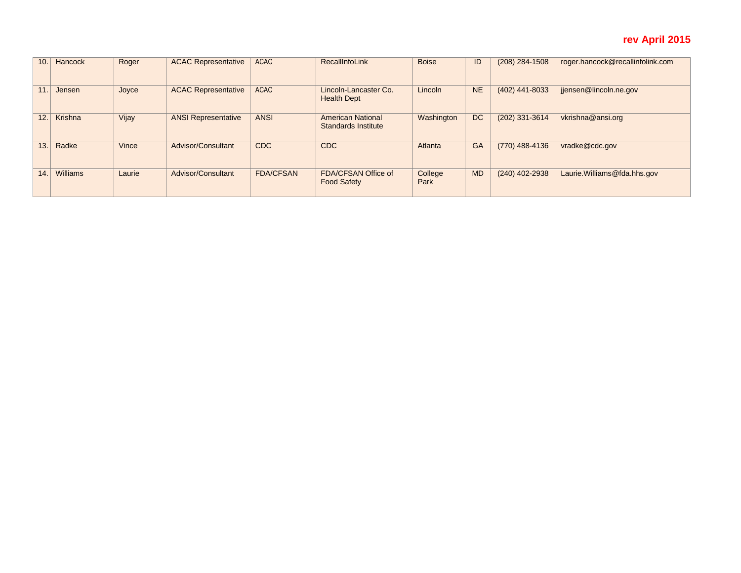**rev April 2015**

| | | | | | | | | | |
|---|---|---|---|---|---|---|---|---|---|
| 10. | Hancock | Roger | ACAC Representative | ACAC | RecallInfoLink | Boise | ID | (208) 284-1508 | roger.hancock@recallinfolink.com |
| 11. | Jensen | Joyce | ACAC Representative | ACAC | Lincoln-Lancaster Co. Health Dept | Lincoln | NE | (402) 441-8033 | jjensen@lincoln.ne.gov |
| 12. | Krishna | Vijay | ANSI Representative | ANSI | American National Standards Institute | Washington | DC | (202) 331-3614 | vkrishna@ansi.org |
| 13. | Radke | Vince | Advisor/Consultant | CDC | CDC | Atlanta | GA | (770) 488-4136 | vradke@cdc.gov |
| 14. | Williams | Laurie | Advisor/Consultant | FDA/CFSAN | FDA/CFSAN Office of Food Safety | College Park | MD | (240) 402-2938 | Laurie.Williams@fda.hhs.gov |